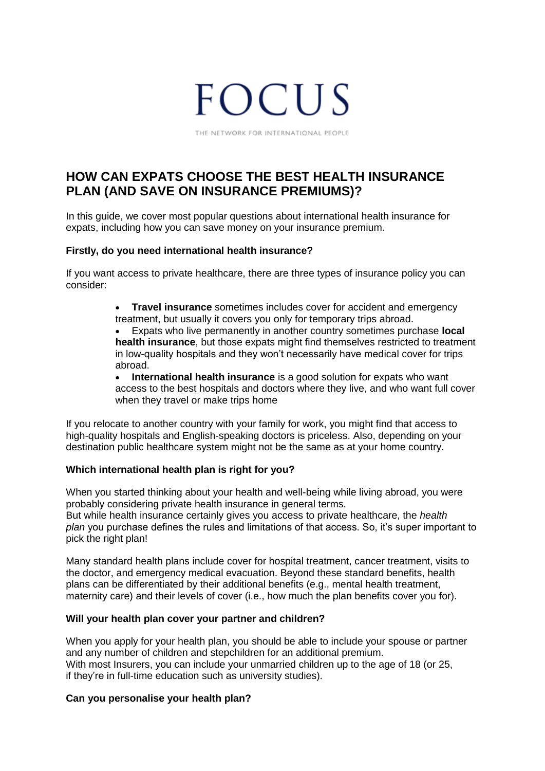# FOCUS

THE NETWORK FOR INTERNATIONAL PEOPLE

## HOW CAN EXPATS CHOOSE THE BEST HEALTH INSURANCE PLAN (AND SAVE ON INSURANCE PREMIUMS)?

In this guide, we cover most popular questions about international health insurance for expats, including how you can save money on your insurance premium.

**Firstly, do you need international health insurance?**

If you want access to private healthcare, there are three types of insurance policy you can consider:

- **Travel insurance** sometimes includes cover for accident and emergency treatment, but usually it covers you only for temporary trips abroad.
- Expats who live permanently in another country sometimes purchase **local health insurance**, but those expats might find themselves restricted to treatment in low-quality hospitals and they won't necessarily have medical cover for trips abroad.
- **International health insurance** is a good solution for expats who want access to the best hospitals and doctors where they live, and who want full cover when they travel or make trips home

If you relocate to another country with your family for work, you might find that access to high-quality hospitals and English-speaking doctors is priceless. Also, depending on your destination public healthcare system might not be the same as at your home country.

**Which international health plan is right for you?**

When you started thinking about your health and well-being while living abroad, you were probably considering private health insurance in general terms.
But while health insurance certainly gives you access to private healthcare, the *health plan* you purchase defines the rules and limitations of that access. So, it's super important to pick the right plan!

Many standard health plans include cover for hospital treatment, cancer treatment, visits to the doctor, and emergency medical evacuation. Beyond these standard benefits, health plans can be differentiated by their additional benefits (e.g., mental health treatment, maternity care) and their levels of cover (i.e., how much the plan benefits cover you for).

**Will your health plan cover your partner and children?**

When you apply for your health plan, you should be able to include your spouse or partner and any number of children and stepchildren for an additional premium.
With most Insurers, you can include your unmarried children up to the age of 18 (or 25, if they're in full-time education such as university studies).

**Can you personalise your health plan?**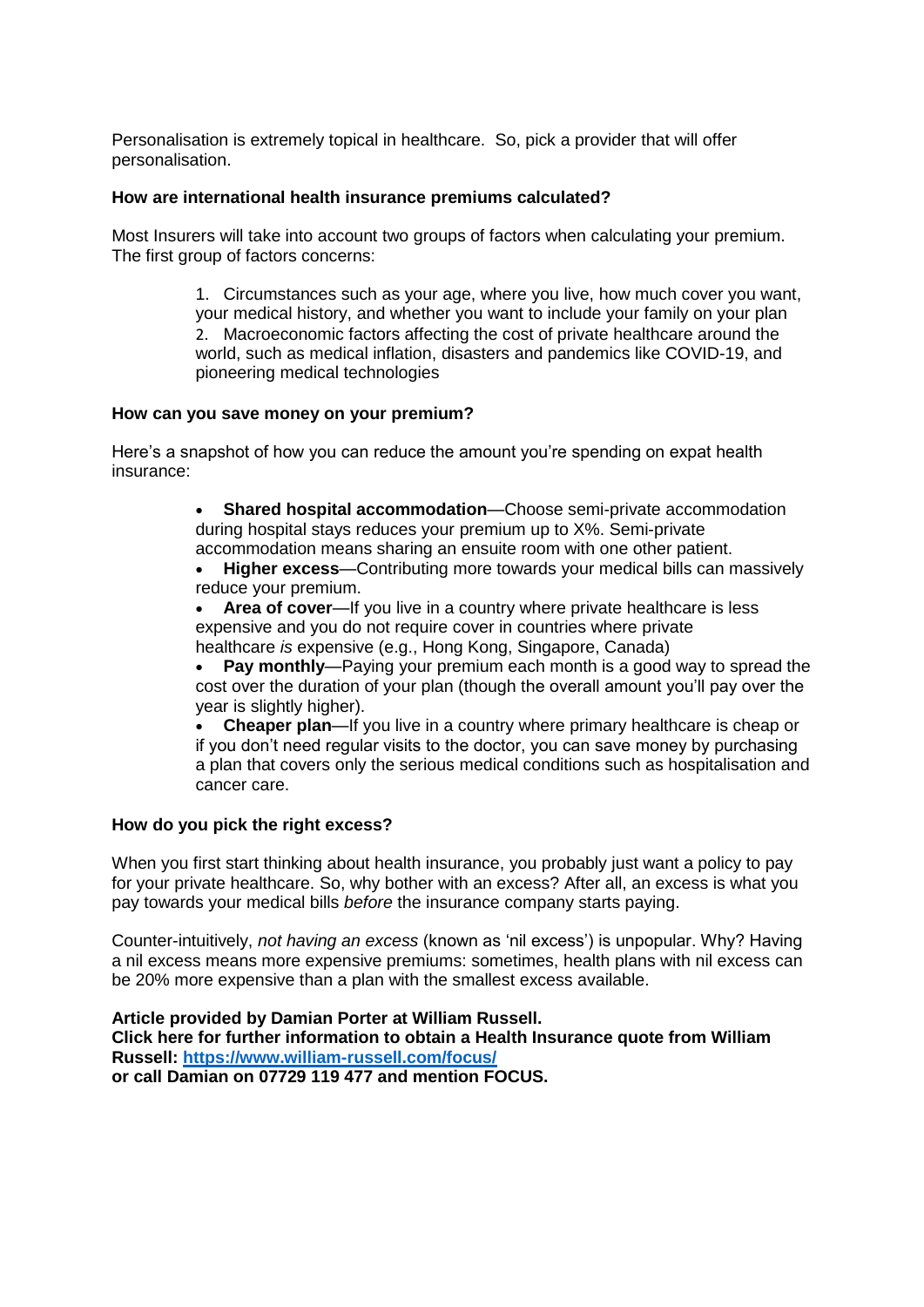Personalisation is extremely topical in healthcare. So, pick a provider that will offer personalisation.

**How are international health insurance premiums calculated?**

Most Insurers will take into account two groups of factors when calculating your premium. The first group of factors concerns:

1. Circumstances such as your age, where you live, how much cover you want, your medical history, and whether you want to include your family on your plan
2. Macroeconomic factors affecting the cost of private healthcare around the world, such as medical inflation, disasters and pandemics like COVID-19, and pioneering medical technologies

**How can you save money on your premium?**

Here's a snapshot of how you can reduce the amount you're spending on expat health insurance:

- **Shared hospital accommodation**—Choose semi-private accommodation during hospital stays reduces your premium up to X%. Semi-private accommodation means sharing an ensuite room with one other patient.
- **Higher excess**—Contributing more towards your medical bills can massively reduce your premium.
- **Area of cover**—If you live in a country where private healthcare is less expensive and you do not require cover in countries where private healthcare *is* expensive (e.g., Hong Kong, Singapore, Canada)
- **Pay monthly**—Paying your premium each month is a good way to spread the cost over the duration of your plan (though the overall amount you'll pay over the year is slightly higher).
- **Cheaper plan**—If you live in a country where primary healthcare is cheap or if you don't need regular visits to the doctor, you can save money by purchasing a plan that covers only the serious medical conditions such as hospitalisation and cancer care.

**How do you pick the right excess?**

When you first start thinking about health insurance, you probably just want a policy to pay for your private healthcare. So, why bother with an excess? After all, an excess is what you pay towards your medical bills *before* the insurance company starts paying.

Counter-intuitively, *not having an excess* (known as 'nil excess') is unpopular. Why? Having a nil excess means more expensive premiums: sometimes, health plans with nil excess can be 20% more expensive than a plan with the smallest excess available.

**Article provided by Damian Porter at William Russell.**
**Click here for further information to obtain a Health Insurance quote from William Russell: [https://www.william-russell.com/focus/](https://www.william-russell.com/focus/)**
**or call Damian on 07729 119 477 and mention FOCUS.**